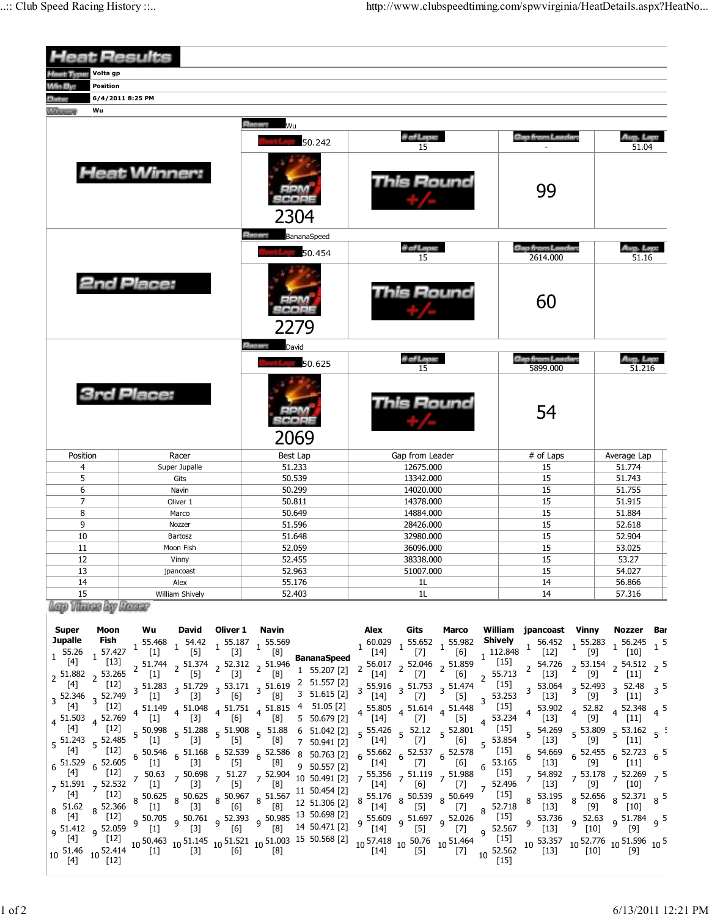# Heat Results

| | |
|---|---|
| Heat Type | Volta gp |
| Win By | Position |
| Date | 6/4/2011 8:25 PM |
| Winner | Wu |

## Heat Winner:

Racer: Wu

| Best Lap | # of Laps | Gap from Leader | Avg. Lap |
|---|---|---|---|
| 50.242 | 15 | - | 51.04 |

RPM SCORE: 2304

This Round +/-: 99

## 2nd Place:

Racer: BananaSpeed

| Best Lap | # of Laps | Gap from Leader | Avg. Lap |
|---|---|---|---|
| 50.454 | 15 | 2614.000 | 51.16 |

RPM SCORE: 2279

This Round +/-: 60

## 3rd Place:

Racer: David

| Best Lap | # of Laps | Gap from Leader | Avg. Lap |
|---|---|---|---|
| 50.625 | 15 | 5899.000 | 51.216 |

RPM SCORE: 2069

This Round +/-: 54

| Position | Racer | Best Lap | Gap from Leader | # of Laps | Average Lap |
|---|---|---|---|---|---|
| 4 | Super Jupalle | 51.233 | 12675.000 | 15 | 51.774 |
| 5 | Gits | 50.539 | 13342.000 | 15 | 51.743 |
| 6 | Navin | 50.299 | 14020.000 | 15 | 51.755 |
| 7 | Oliver 1 | 50.811 | 14378.000 | 15 | 51.915 |
| 8 | Marco | 50.649 | 14884.000 | 15 | 51.884 |
| 9 | Nozzer | 51.596 | 28426.000 | 15 | 52.618 |
| 10 | Bartosz | 51.648 | 32980.000 | 15 | 52.904 |
| 11 | Moon Fish | 52.059 | 36096.000 | 15 | 53.025 |
| 12 | Vinny | 52.455 | 38338.000 | 15 | 53.27 |
| 13 | jpancoast | 52.963 | 51007.000 | 15 | 54.027 |
| 14 | Alex | 55.176 | 1L | 14 | 56.866 |
| 15 | William Shively | 52.403 | 1L | 14 | 57.316 |

## Lap Times by Racer

| Lap | Super Jupalle | Moon Fish | Wu | David | Oliver 1 | Navin | BananaSpeed | Alex | Gits | Marco | William Shively | jpancoast | Vinny | Nozzer |
|---|---|---|---|---|---|---|---|---|---|---|---|---|---|---|
| 1 | 55.26 [4] | 57.427 [13] | 55.468 [1] | 54.42 [5] | 55.187 [3] | 55.569 [8] | 55.207 [2] | 60.029 [14] | 55.652 [7] | 55.982 [6] | 112.848 [15] | 56.452 [12] | 55.283 [9] | 56.245 [10] |
| 2 | 51.882 [4] | 53.265 [12] | 51.744 [1] | 51.374 [5] | 52.312 [3] | 51.946 [8] | 51.557 [2] | 56.017 [14] | 52.046 [7] | 51.859 [6] | 55.713 [15] | 54.726 [13] | 53.154 [9] | 54.512 [11] |
| 3 | 52.346 [4] | 52.749 [12] | 51.283 [1] | 51.729 [3] | 53.171 [6] | 51.619 [8] | 51.615 [2] | 55.916 [14] | 51.753 [7] | 51.474 [5] | 53.253 [15] | 53.064 [13] | 52.493 [9] | 52.48 [11] |
| 4 | 51.503 [4] | 52.769 [12] | 51.149 [1] | 51.048 [3] | 51.751 [6] | 51.815 [8] | 51.05 [2] | 55.805 [14] | 51.614 [7] | 51.448 [5] | 53.234 [15] | 53.902 [13] | 52.82 [9] | 52.348 [11] |
| 5 | 51.243 [4] | 52.485 [12] | 50.998 [1] | 51.288 [3] | 51.908 [5] | 51.88 [8] | 50.679 [2] | 55.426 [14] | 52.12 [7] | 52.801 [6] | 53.854 [15] | 54.269 [13] | 53.809 [9] | 53.162 [11] |
| 6 | 51.529 [4] | 52.605 [12] | 50.546 [1] | 51.168 [3] | 52.539 [5] | 52.586 [8] | 51.042 [2] | 55.662 [14] | 52.537 [7] | 52.578 [6] | 53.165 [15] | 54.669 [13] | 52.455 [9] | 52.723 [11] |
| 7 | 51.591 [4] | 52.532 [12] | 50.63 [1] | 50.698 [3] | 51.27 [5] | 52.904 [8] | 50.941 [2] | 55.356 [14] | 51.119 [6] | 51.988 [7] | 52.496 [15] | 54.892 [13] | 53.178 [9] | 52.269 [10] |
| 8 | 51.62 [4] | 52.366 [12] | 50.625 [1] | 50.625 [3] | 50.967 [6] | 51.567 [8] | 50.763 [2] | 55.176 [14] | 50.539 [5] | 50.649 [7] | 52.718 [15] | 53.195 [13] | 52.656 [9] | 52.371 [10] |
| 9 | 51.412 [4] | 52.059 [12] | 50.705 [1] | 50.761 [3] | 52.393 [6] | 50.985 [8] | 50.557 [2] | 55.609 [14] | 51.697 [5] | 52.026 [7] | 52.567 [15] | 53.736 [13] | 52.63 [10] | 51.784 [9] |
| 10 | 51.46 [4] | 52.414 [12] | 50.463 [1] | 51.145 [3] | 51.521 [6] | 51.003 [8] | 50.491 [2] | 57.418 [14] | 50.76 [5] | 51.464 [7] | 52.562 [15] | 53.357 [13] | 52.776 [10] | 51.596 [9] |
| 11 | | | | | | | 50.454 [2] | | | | | | | |
| 12 | | | | | | | 51.306 [2] | | | | | | | |
| 13 | | | | | | | 50.698 [2] | | | | | | | |
| 14 | | | | | | | 50.471 [2] | | | | | | | |
| 15 | | | | | | | 50.568 [2] | | | | | | | |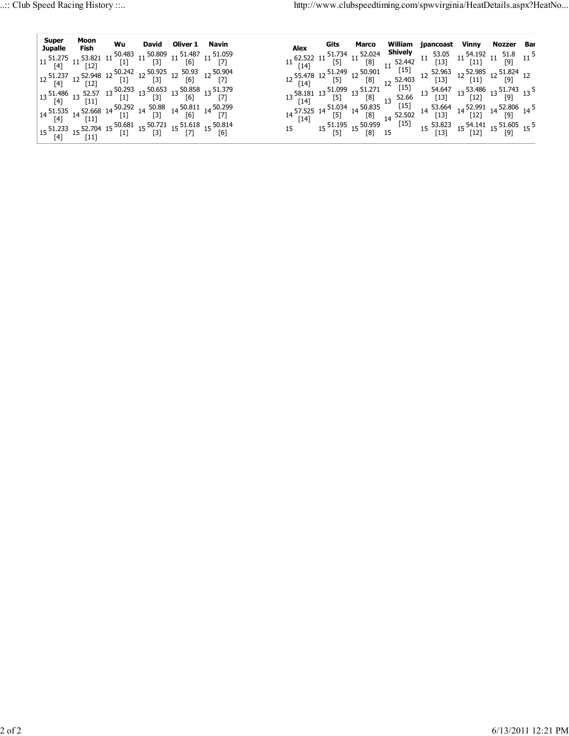| Super Jupalle | Moon Fish | Wu | David | Oliver 1 | Navin |
|---|---|---|---|---|---|
| 11 51.275 [4] | 11 53.821 [12] | 11 50.483 [1] | 11 50.809 [3] | 11 51.487 [6] | 11 51.059 [7] |
| 12 51.237 [4] | 12 52.948 [12] | 12 50.242 [1] | 12 50.925 [3] | 12 50.93 [6] | 12 50.904 [7] |
| 13 51.486 [4] | 13 52.57 [11] | 13 50.293 [1] | 13 50.653 [3] | 13 50.858 [6] | 13 51.379 [7] |
| 14 51.535 [4] | 14 52.668 [11] | 14 50.292 [1] | 14 50.88 [3] | 14 50.811 [6] | 14 50.299 [7] |
| 15 51.233 [4] | 15 52.704 [11] | 15 50.681 [1] | 15 50.721 [3] | 15 51.618 [7] | 15 50.814 [6] |

| Alex | Gits | Marco | William Shively | jpancoast | Vinny | Nozzer | Bar |
|---|---|---|---|---|---|---|---|
| 11 62.522 [14] | 11 51.734 [5] | 11 52.024 [8] | 11 52.442 [15] | 11 53.05 [13] | 11 54.192 [11] | 11 51.8 [9] | 11 5 |
| 12 55.478 [14] | 12 51.249 [5] | 12 50.901 [8] | 12 52.403 [15] | 12 52.963 [13] | 12 52.985 [11] | 12 51.824 [9] | 12 |
| 13 58.181 [14] | 13 51.099 [5] | 13 51.271 [8] | 13 52.66 [15] | 13 54.647 [13] | 13 53.486 [12] | 13 51.743 [9] | 13 5 |
| 14 57.525 [14] | 14 51.034 [5] | 14 50.835 [8] | 14 52.502 [15] | 14 53.664 [13] | 14 52.991 [12] | 14 52.806 [9] | 14 5 |
| 15 | 15 51.195 [5] | 15 50.959 [8] | 15 | 15 53.823 [13] | 15 54.141 [12] | 15 51.605 [9] | 15 5 |